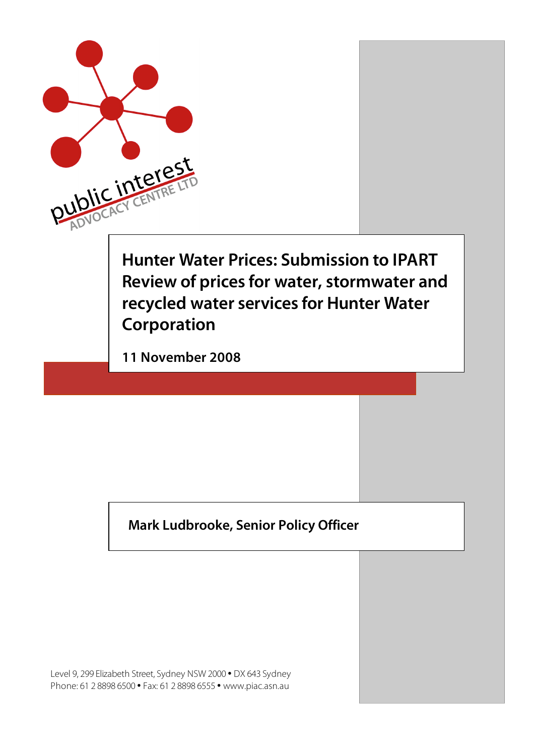public interest
ADVOCACY CENTRE LTD

# Hunter Water Prices: Submission to IPART Review of prices for water, stormwater and recycled water services for Hunter Water Corporation

**11 November 2008**

**Mark Ludbrooke, Senior Policy Officer**

Level 9, 299 Elizabeth Street, Sydney NSW 2000 • DX 643 Sydney
Phone: 61 2 8898 6500 • Fax: 61 2 8898 6555 • www.piac.asn.au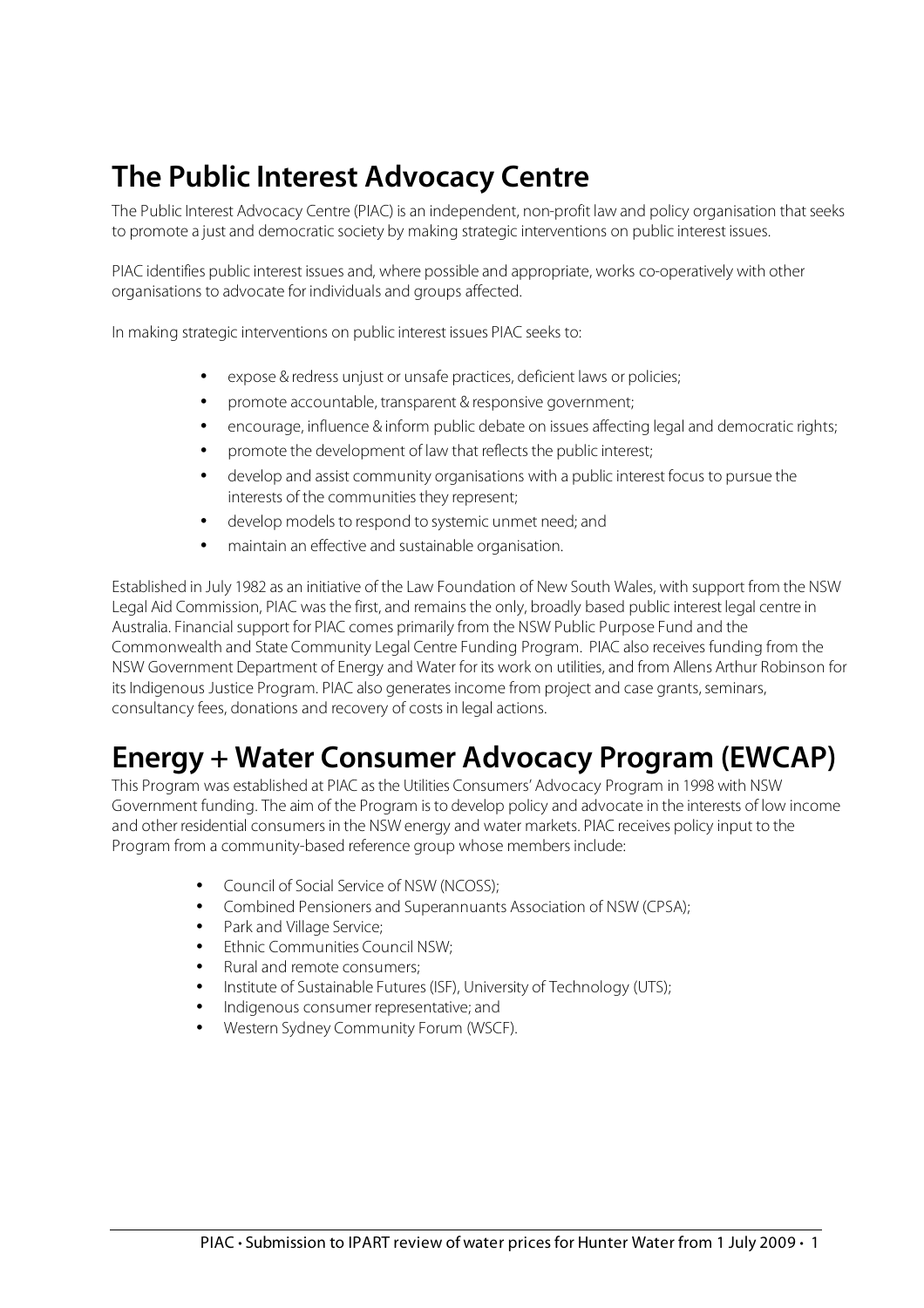# The Public Interest Advocacy Centre

The Public Interest Advocacy Centre (PIAC) is an independent, non-profit law and policy organisation that seeks to promote a just and democratic society by making strategic interventions on public interest issues.

PIAC identifies public interest issues and, where possible and appropriate, works co-operatively with other organisations to advocate for individuals and groups affected.

In making strategic interventions on public interest issues PIAC seeks to:

- expose & redress unjust or unsafe practices, deficient laws or policies;
- promote accountable, transparent & responsive government;
- encourage, influence & inform public debate on issues affecting legal and democratic rights;
- promote the development of law that reflects the public interest;
- develop and assist community organisations with a public interest focus to pursue the interests of the communities they represent;
- develop models to respond to systemic unmet need; and
- maintain an effective and sustainable organisation.

Established in July 1982 as an initiative of the Law Foundation of New South Wales, with support from the NSW Legal Aid Commission, PIAC was the first, and remains the only, broadly based public interest legal centre in Australia. Financial support for PIAC comes primarily from the NSW Public Purpose Fund and the Commonwealth and State Community Legal Centre Funding Program. PIAC also receives funding from the NSW Government Department of Energy and Water for its work on utilities, and from Allens Arthur Robinson for its Indigenous Justice Program. PIAC also generates income from project and case grants, seminars, consultancy fees, donations and recovery of costs in legal actions.

# Energy + Water Consumer Advocacy Program (EWCAP)

This Program was established at PIAC as the Utilities Consumers' Advocacy Program in 1998 with NSW Government funding. The aim of the Program is to develop policy and advocate in the interests of low income and other residential consumers in the NSW energy and water markets. PIAC receives policy input to the Program from a community-based reference group whose members include:

- Council of Social Service of NSW (NCOSS);
- Combined Pensioners and Superannuants Association of NSW (CPSA);
- Park and Village Service;
- Ethnic Communities Council NSW;
- Rural and remote consumers;
- Institute of Sustainable Futures (ISF), University of Technology (UTS);
- Indigenous consumer representative; and
- Western Sydney Community Forum (WSCF).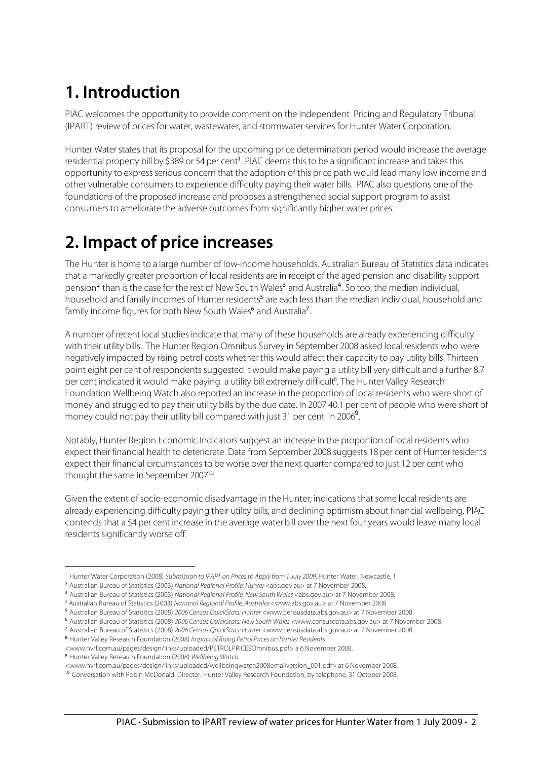# 1. Introduction

PIAC welcomes the opportunity to provide comment on the Independent Pricing and Regulatory Tribunal (IPART) review of prices for water, wastewater, and stormwater services for Hunter Water Corporation.

Hunter Water states that its proposal for the upcoming price determination period would increase the average residential property bill by $389 or 54 per cent[1]. PIAC deems this to be a significant increase and takes this opportunity to express serious concern that the adoption of this price path would lead many low-income and other vulnerable consumers to experience difficulty paying their water bills. PIAC also questions one of the foundations of the proposed increase and proposes a strengthened social support program to assist consumers to ameliorate the adverse outcomes from significantly higher water prices.

# 2. Impact of price increases

The Hunter is home to a large number of low-income households. Australian Bureau of Statistics data indicates that a markedly greater proportion of local residents are in receipt of the aged pension and disability support pension[2] than is the case for the rest of New South Wales[3] and Australia[4]. So too, the median individual, household and family incomes of Hunter residents[5] are each less than the median individual, household and family income figures for both New South Wales[6] and Australia[7].

A number of recent local studies indicate that many of these households are already experiencing difficulty with their utility bills. The Hunter Region Omnibus Survey in September 2008 asked local residents who were negatively impacted by rising petrol costs whether this would affect their capacity to pay utility bills. Thirteen point eight per cent of respondents suggested it would make paying a utility bill very difficult and a further 8.7 per cent indicated it would make paying a utility bill extremely difficult[8]. The Hunter Valley Research Foundation Wellbeing Watch also reported an increase in the proportion of local residents who were short of money and struggled to pay their utility bills by the due date. In 2007 40.1 per cent of people who were short of money could not pay their utility bill compared with just 31 per cent in 2006[9].

Notably, Hunter Region Economic Indicators suggest an increase in the proportion of local residents who expect their financial health to deteriorate. Data from September 2008 suggests 18 per cent of Hunter residents expect their financial circumstances to be worse over the next quarter compared to just 12 per cent who thought the same in September 2007[10].

Given the extent of socio-economic disadvantage in the Hunter; indications that some local residents are already experiencing difficulty paying their utility bills; and declining optimism about financial wellbeing, PIAC contends that a 54 per cent increase in the average water bill over the next four years would leave many local residents significantly worse off.

---

[1] Hunter Water Corporation (2008) *Submission to IPART on Prices to Apply from 1 July 2009*, Hunter Water, Newcastle, 1.

[2] Australian Bureau of Statistics (2003) *National Regional Profile: Hunter* <abs.gov.au> at 7 November 2008.

[3] Australian Bureau of Statistics (2003) *National Regional Profile: New South Wales* <abs.gov.au> at 7 November 2008.

[4] Australian Bureau of Statistics (2003) *National Regional Profile: Australia* <www.abs.gov.au> at 7 November 2008.

[5] Australian Bureau of Statistics (2008) *2006 Census QuickStats: Hunter* <www.censusdata.abs.gov.au> at 7 November 2008.

[6] Australian Bureau of Statistics (2008) *2006 Census QuickStats: New South Wales* <www.censusdata.abs.gov.au> at 7 November 2008.

[7] Australian Bureau of Statistics (2008) *2006 Census QuickStats: Hunter* <www.censusdata.abs.gov.au> at 7 November 2008.

[8] Hunter Valley Research Foundation (2008) *Impact of Rising Petrol Prices on Hunter Residents* <www.hvrf.com.au/pages/design/links/uploaded/PETROLPRICESOmnibus.pdf> a 6 November 2008.

[9] Hunter Valley Research Foundation (2008) *Wellbeing Watch* <www.hvrf.com.au/pages/design/links/uploaded/wellbeingwatch2008emailversion_001.pdf> at 6 November 2008.

[10] Conversation with Robin McDonald, Director, Hunter Valley Research Foundation, by telephone, 31 October 2008.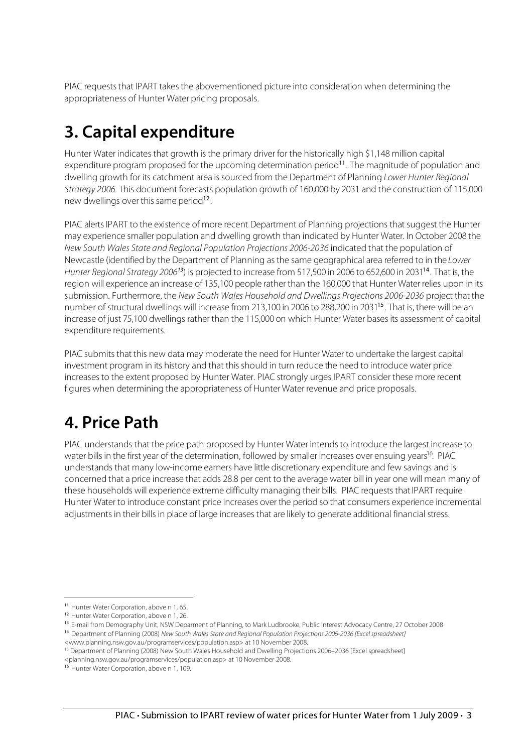PIAC requests that IPART takes the abovementioned picture into consideration when determining the appropriateness of Hunter Water pricing proposals.

# 3. Capital expenditure

Hunter Water indicates that growth is the primary driver for the historically high $1,148 million capital expenditure program proposed for the upcoming determination period[11]. The magnitude of population and dwelling growth for its catchment area is sourced from the Department of Planning *Lower Hunter Regional Strategy 2006*. This document forecasts population growth of 160,000 by 2031 and the construction of 115,000 new dwellings over this same period[12].

PIAC alerts IPART to the existence of more recent Department of Planning projections that suggest the Hunter may experience smaller population and dwelling growth than indicated by Hunter Water. In October 2008 the *New South Wales State and Regional Population Projections 2006-2036* indicated that the population of Newcastle (identified by the Department of Planning as the same geographical area referred to in the *Lower Hunter Regional Strategy 2006*[13]) is projected to increase from 517,500 in 2006 to 652,600 in 2031[14]. That is, the region will experience an increase of 135,100 people rather than the 160,000 that Hunter Water relies upon in its submission. Furthermore, the *New South Wales Household and Dwellings Projections 2006-2036* project that the number of structural dwellings will increase from 213,100 in 2006 to 288,200 in 2031[15]. That is, there will be an increase of just 75,100 dwellings rather than the 115,000 on which Hunter Water bases its assessment of capital expenditure requirements.

PIAC submits that this new data may moderate the need for Hunter Water to undertake the largest capital investment program in its history and that this should in turn reduce the need to introduce water price increases to the extent proposed by Hunter Water. PIAC strongly urges IPART consider these more recent figures when determining the appropriateness of Hunter Water revenue and price proposals.

# 4. Price Path

PIAC understands that the price path proposed by Hunter Water intends to introduce the largest increase to water bills in the first year of the determination, followed by smaller increases over ensuing years[16]. PIAC understands that many low-income earners have little discretionary expenditure and few savings and is concerned that a price increase that adds 28.8 per cent to the average water bill in year one will mean many of these households will experience extreme difficulty managing their bills. PIAC requests that IPART require Hunter Water to introduce constant price increases over the period so that consumers experience incremental adjustments in their bills in place of large increases that are likely to generate additional financial stress.

---

[11] Hunter Water Corporation, above n 1, 65.

[12] Hunter Water Corporation, above n 1, 26.

[13] E-mail from Demography Unit, NSW Deparment of Planning, to Mark Ludbrooke, Public Interest Advocacy Centre, 27 October 2008

[14] Department of Planning (2008) *New South Wales State and Regional Population Projections 2006-2036 [Excel spreadsheet]* <www.planning.nsw.gov.au/programservices/population.asp> at 10 November 2008.

[15] Department of Planning (2008) New South Wales Household and Dwelling Projections 2006–2036 [Excel spreadsheet] <planning.nsw.gov.au/programservices/population.asp> at 10 November 2008.

[16] Hunter Water Corporation, above n 1, 109.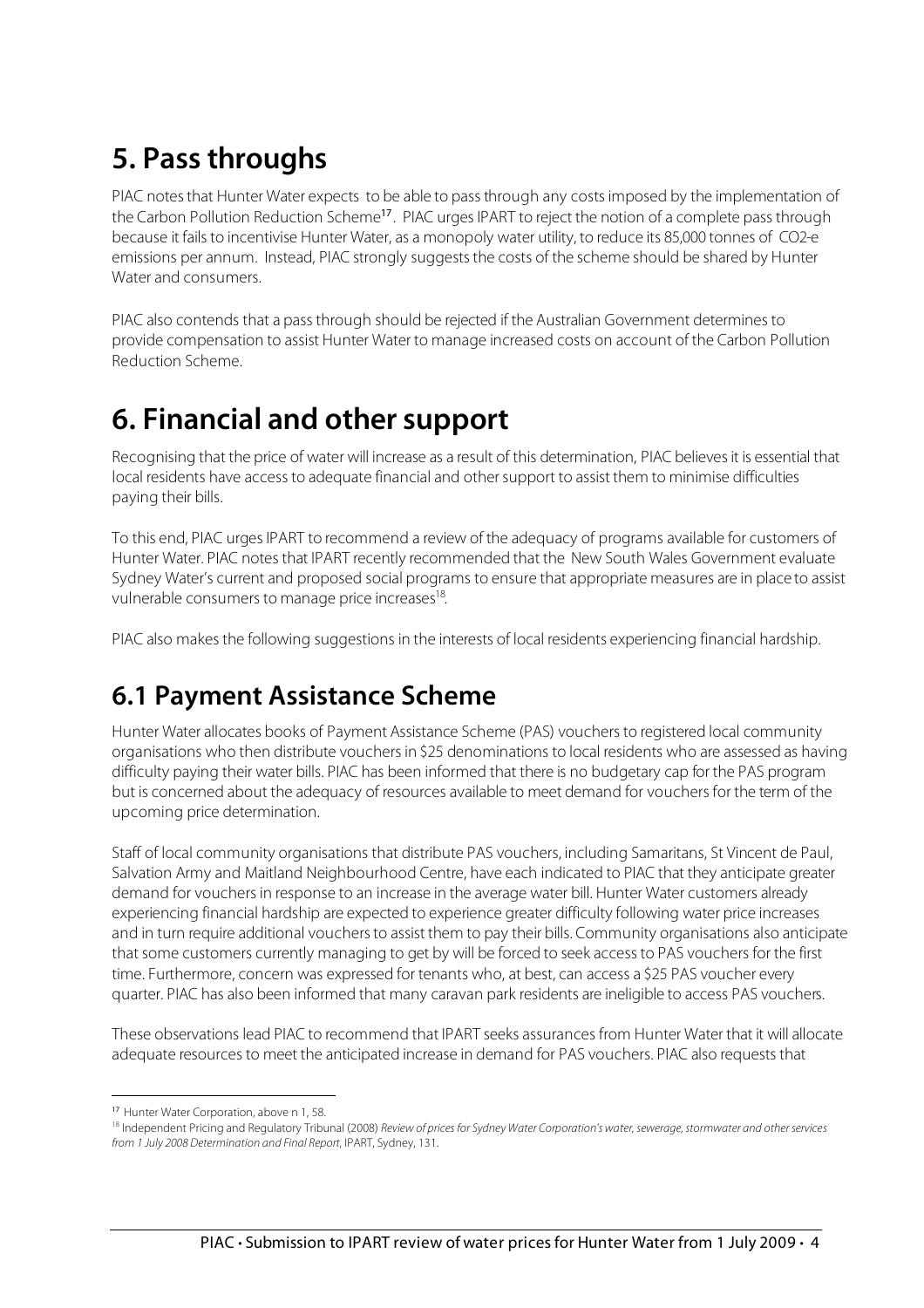# 5. Pass throughs

PIAC notes that Hunter Water expects to be able to pass through any costs imposed by the implementation of the Carbon Pollution Reduction Scheme[17]. PIAC urges IPART to reject the notion of a complete pass through because it fails to incentivise Hunter Water, as a monopoly water utility, to reduce its 85,000 tonnes of $CO_2$-e emissions per annum. Instead, PIAC strongly suggests the costs of the scheme should be shared by Hunter Water and consumers.

PIAC also contends that a pass through should be rejected if the Australian Government determines to provide compensation to assist Hunter Water to manage increased costs on account of the Carbon Pollution Reduction Scheme.

# 6. Financial and other support

Recognising that the price of water will increase as a result of this determination, PIAC believes it is essential that local residents have access to adequate financial and other support to assist them to minimise difficulties paying their bills.

To this end, PIAC urges IPART to recommend a review of the adequacy of programs available for customers of Hunter Water. PIAC notes that IPART recently recommended that the New South Wales Government evaluate Sydney Water's current and proposed social programs to ensure that appropriate measures are in place to assist vulnerable consumers to manage price increases[18].

PIAC also makes the following suggestions in the interests of local residents experiencing financial hardship.

## 6.1 Payment Assistance Scheme

Hunter Water allocates books of Payment Assistance Scheme (PAS) vouchers to registered local community organisations who then distribute vouchers in $25 denominations to local residents who are assessed as having difficulty paying their water bills. PIAC has been informed that there is no budgetary cap for the PAS program but is concerned about the adequacy of resources available to meet demand for vouchers for the term of the upcoming price determination.

Staff of local community organisations that distribute PAS vouchers, including Samaritans, St Vincent de Paul, Salvation Army and Maitland Neighbourhood Centre, have each indicated to PIAC that they anticipate greater demand for vouchers in response to an increase in the average water bill. Hunter Water customers already experiencing financial hardship are expected to experience greater difficulty following water price increases and in turn require additional vouchers to assist them to pay their bills. Community organisations also anticipate that some customers currently managing to get by will be forced to seek access to PAS vouchers for the first time. Furthermore, concern was expressed for tenants who, at best, can access a $25 PAS voucher every quarter. PIAC has also been informed that many caravan park residents are ineligible to access PAS vouchers.

These observations lead PIAC to recommend that IPART seeks assurances from Hunter Water that it will allocate adequate resources to meet the anticipated increase in demand for PAS vouchers. PIAC also requests that

---

[17] Hunter Water Corporation, above n 1, 58.

[18] Independent Pricing and Regulatory Tribunal (2008) *Review of prices for Sydney Water Corporation's water, sewerage, stormwater and other services from 1 July 2008 Determination and Final Report*, IPART, Sydney, 131.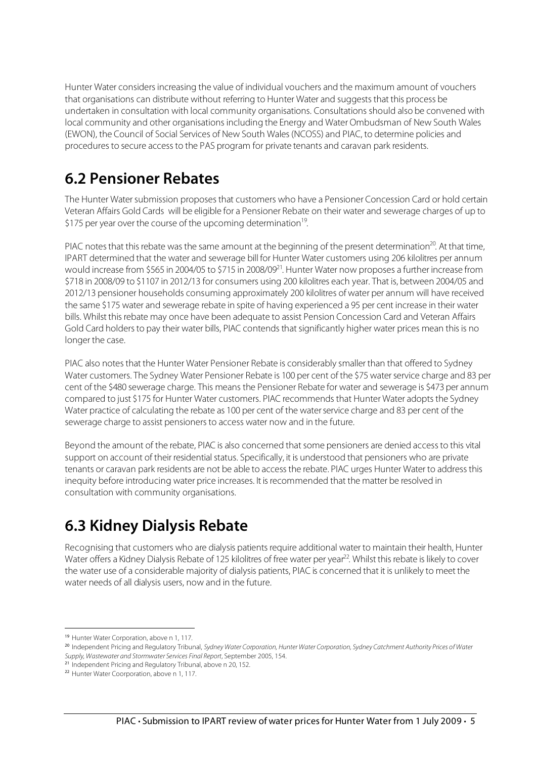Hunter Water considers increasing the value of individual vouchers and the maximum amount of vouchers that organisations can distribute without referring to Hunter Water and suggests that this process be undertaken in consultation with local community organisations. Consultations should also be convened with local community and other organisations including the Energy and Water Ombudsman of New South Wales (EWON), the Council of Social Services of New South Wales (NCOSS) and PIAC, to determine policies and procedures to secure access to the PAS program for private tenants and caravan park residents.

## 6.2 Pensioner Rebates

The Hunter Water submission proposes that customers who have a Pensioner Concession Card or hold certain Veteran Affairs Gold Cards will be eligible for a Pensioner Rebate on their water and sewerage charges of up to \$175 per year over the course of the upcoming determination[19].

PIAC notes that this rebate was the same amount at the beginning of the present determination[20]. At that time, IPART determined that the water and sewerage bill for Hunter Water customers using 206 kilolitres per annum would increase from \$565 in 2004/05 to \$715 in 2008/09[21]. Hunter Water now proposes a further increase from \$718 in 2008/09 to \$1107 in 2012/13 for consumers using 200 kilolitres each year. That is, between 2004/05 and 2012/13 pensioner households consuming approximately 200 kilolitres of water per annum will have received the same \$175 water and sewerage rebate in spite of having experienced a 95 per cent increase in their water bills. Whilst this rebate may once have been adequate to assist Pension Concession Card and Veteran Affairs Gold Card holders to pay their water bills, PIAC contends that significantly higher water prices mean this is no longer the case.

PIAC also notes that the Hunter Water Pensioner Rebate is considerably smaller than that offered to Sydney Water customers. The Sydney Water Pensioner Rebate is 100 per cent of the \$75 water service charge and 83 per cent of the \$480 sewerage charge. This means the Pensioner Rebate for water and sewerage is \$473 per annum compared to just \$175 for Hunter Water customers. PIAC recommends that Hunter Water adopts the Sydney Water practice of calculating the rebate as 100 per cent of the water service charge and 83 per cent of the sewerage charge to assist pensioners to access water now and in the future.

Beyond the amount of the rebate, PIAC is also concerned that some pensioners are denied access to this vital support on account of their residential status. Specifically, it is understood that pensioners who are private tenants or caravan park residents are not be able to access the rebate. PIAC urges Hunter Water to address this inequity before introducing water price increases. It is recommended that the matter be resolved in consultation with community organisations.

## 6.3 Kidney Dialysis Rebate

Recognising that customers who are dialysis patients require additional water to maintain their health, Hunter Water offers a Kidney Dialysis Rebate of 125 kilolitres of free water per year[22]. Whilst this rebate is likely to cover the water use of a considerable majority of dialysis patients, PIAC is concerned that it is unlikely to meet the water needs of all dialysis users, now and in the future.

---

[19] Hunter Water Corporation, above n 1, 117.

[20] Independent Pricing and Regulatory Tribunal, *Sydney Water Corporation, Hunter Water Corporation, Sydney Catchment Authority Prices of Water Supply, Wastewater and Stormwater Services Final Report*, September 2005, 154.

[21] Independent Pricing and Regulatory Tribunal, above n 20, 152.

[22] Hunter Water Coorporation, above n 1, 117.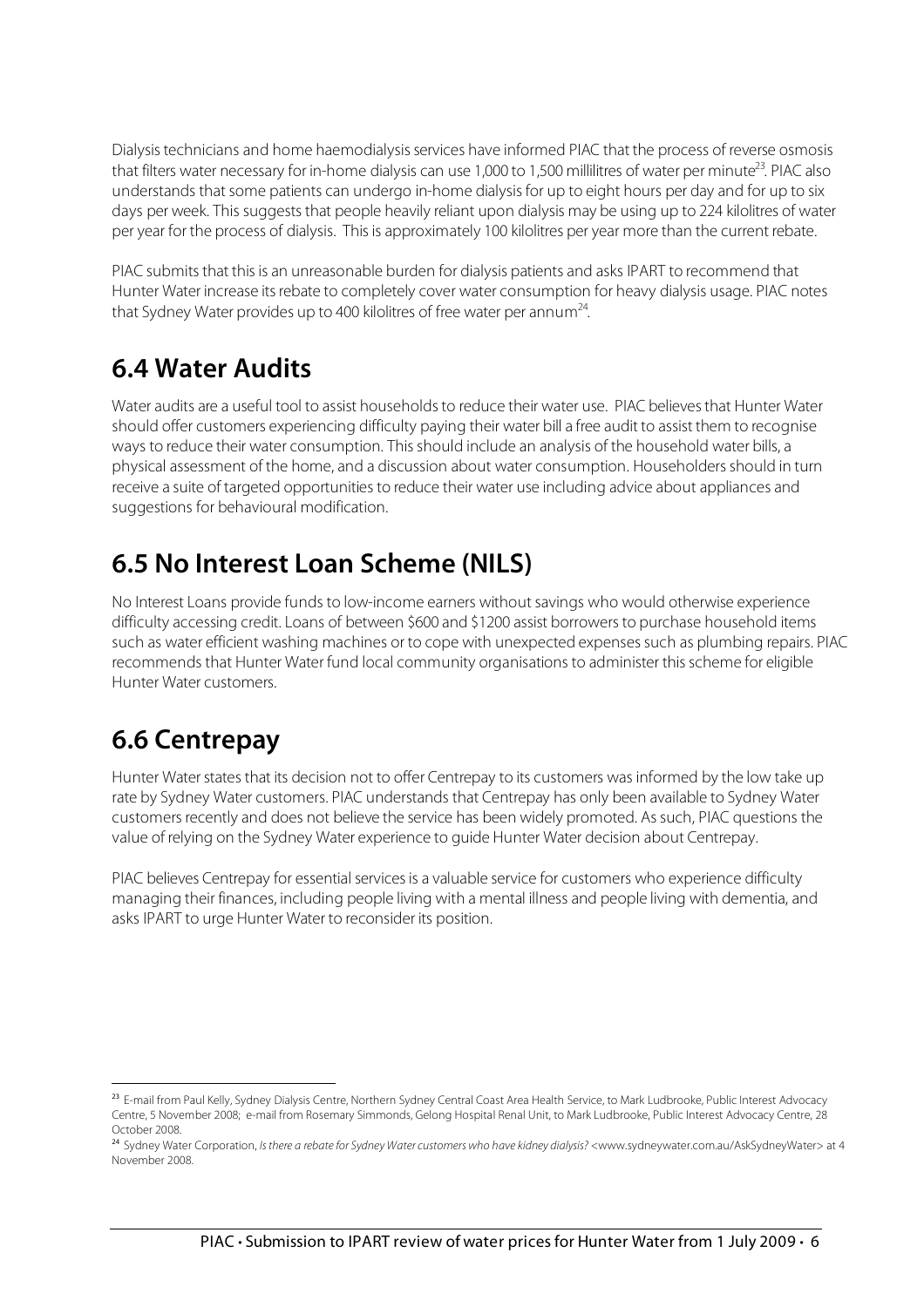Dialysis technicians and home haemodialysis services have informed PIAC that the process of reverse osmosis that filters water necessary for in-home dialysis can use 1,000 to 1,500 millilitres of water per minute[23]. PIAC also understands that some patients can undergo in-home dialysis for up to eight hours per day and for up to six days per week. This suggests that people heavily reliant upon dialysis may be using up to 224 kilolitres of water per year for the process of dialysis. This is approximately 100 kilolitres per year more than the current rebate.

PIAC submits that this is an unreasonable burden for dialysis patients and asks IPART to recommend that Hunter Water increase its rebate to completely cover water consumption for heavy dialysis usage. PIAC notes that Sydney Water provides up to 400 kilolitres of free water per annum[24].

## 6.4 Water Audits

Water audits are a useful tool to assist households to reduce their water use. PIAC believes that Hunter Water should offer customers experiencing difficulty paying their water bill a free audit to assist them to recognise ways to reduce their water consumption. This should include an analysis of the household water bills, a physical assessment of the home, and a discussion about water consumption. Householders should in turn receive a suite of targeted opportunities to reduce their water use including advice about appliances and suggestions for behavioural modification.

## 6.5 No Interest Loan Scheme (NILS)

No Interest Loans provide funds to low-income earners without savings who would otherwise experience difficulty accessing credit. Loans of between $600 and $1200 assist borrowers to purchase household items such as water efficient washing machines or to cope with unexpected expenses such as plumbing repairs. PIAC recommends that Hunter Water fund local community organisations to administer this scheme for eligible Hunter Water customers.

## 6.6 Centrepay

Hunter Water states that its decision not to offer Centrepay to its customers was informed by the low take up rate by Sydney Water customers. PIAC understands that Centrepay has only been available to Sydney Water customers recently and does not believe the service has been widely promoted. As such, PIAC questions the value of relying on the Sydney Water experience to guide Hunter Water decision about Centrepay.

PIAC believes Centrepay for essential services is a valuable service for customers who experience difficulty managing their finances, including people living with a mental illness and people living with dementia, and asks IPART to urge Hunter Water to reconsider its position.

---

[23] E-mail from Paul Kelly, Sydney Dialysis Centre, Northern Sydney Central Coast Area Health Service, to Mark Ludbrooke, Public Interest Advocacy Centre, 5 November 2008; e-mail from Rosemary Simmonds, Gelong Hospital Renal Unit, to Mark Ludbrooke, Public Interest Advocacy Centre, 28 October 2008.

[24] Sydney Water Corporation, *Is there a rebate for Sydney Water customers who have kidney dialysis?* <www.sydneywater.com.au/AskSydneyWater> at 4 November 2008.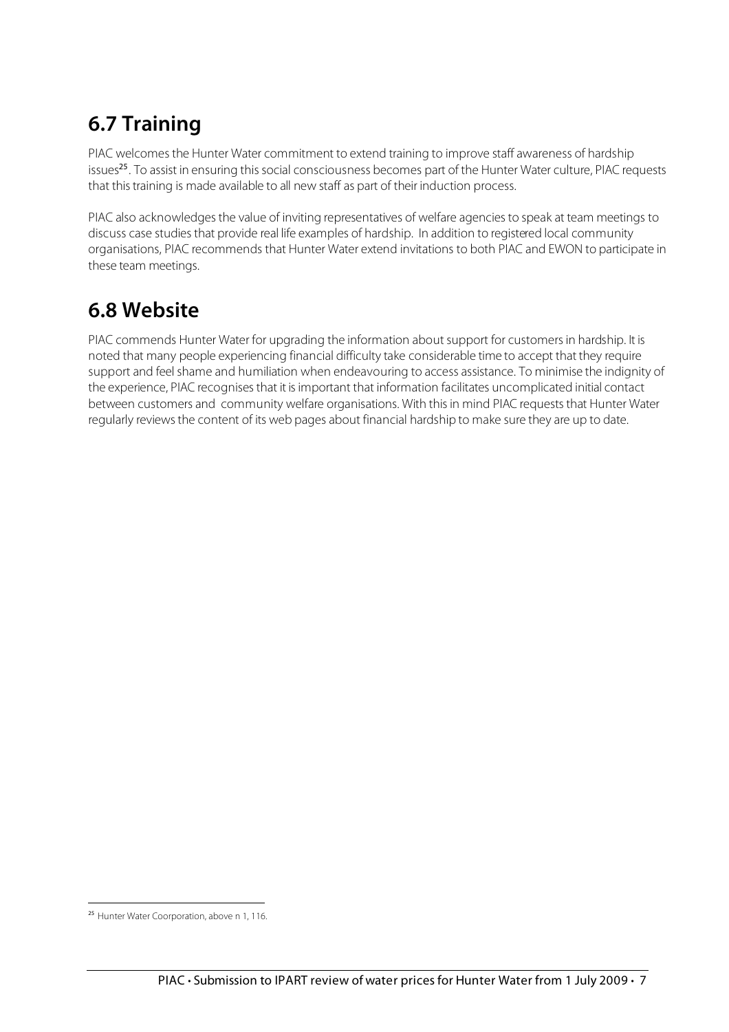## 6.7 Training

PIAC welcomes the Hunter Water commitment to extend training to improve staff awareness of hardship issues[25]. To assist in ensuring this social consciousness becomes part of the Hunter Water culture, PIAC requests that this training is made available to all new staff as part of their induction process.

PIAC also acknowledges the value of inviting representatives of welfare agencies to speak at team meetings to discuss case studies that provide real life examples of hardship. In addition to registered local community organisations, PIAC recommends that Hunter Water extend invitations to both PIAC and EWON to participate in these team meetings.

## 6.8 Website

PIAC commends Hunter Water for upgrading the information about support for customers in hardship. It is noted that many people experiencing financial difficulty take considerable time to accept that they require support and feel shame and humiliation when endeavouring to access assistance. To minimise the indignity of the experience, PIAC recognises that it is important that information facilitates uncomplicated initial contact between customers and community welfare organisations. With this in mind PIAC requests that Hunter Water regularly reviews the content of its web pages about financial hardship to make sure they are up to date.

[25] Hunter Water Coorporation, above n 1, 116.